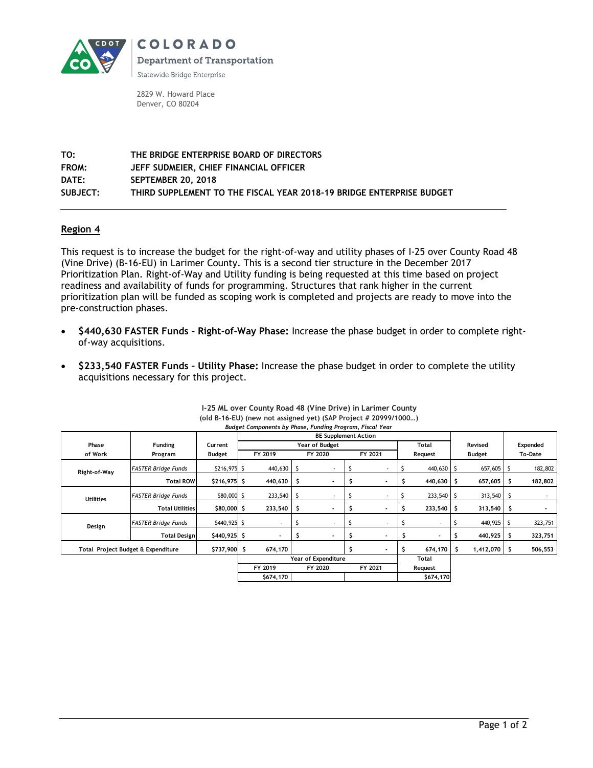COLORADO

Department of Transportation

Statewide Bridge Enterprise

2829 W. Howard Place
Denver, CO 80204

**TO:** THE BRIDGE ENTERPRISE BOARD OF DIRECTORS
**FROM:** JEFF SUDMEIER, CHIEF FINANCIAL OFFICER
**DATE:** SEPTEMBER 20, 2018
**SUBJECT:** THIRD SUPPLEMENT TO THE FISCAL YEAR 2018-19 BRIDGE ENTERPRISE BUDGET

---

## Region 4

This request is to increase the budget for the right-of-way and utility phases of I-25 over County Road 48 (Vine Drive) (B-16-EU) in Larimer County. This is a second tier structure in the December 2017 Prioritization Plan. Right-of-Way and Utility funding is being requested at this time based on project readiness and availability of funds for programming. Structures that rank higher in the current prioritization plan will be funded as scoping work is completed and projects are ready to move into the pre-construction phases.

- **$440,630 FASTER Funds – Right-of-Way Phase:** Increase the phase budget in order to complete right-of-way acquisitions.
- **$233,540 FASTER Funds – Utility Phase:** Increase the phase budget in order to complete the utility acquisitions necessary for this project.

**I-25 ML over County Road 48 (Vine Drive) in Larimer County**
**(old B-16-EU) (new not assigned yet) (SAP Project # 20999/1000…)**
*Budget Components by Phase, Funding Program, Fiscal Year*

| Phase of Work | Funding Program | Current Budget | BE Supplement Action – Year of Budget FY 2019 | FY 2020 | FY 2021 | Total Request | Revised Budget | Expended To-Date |
|---|---|---|---|---|---|---|---|---|
| Right-of-Way | *FASTER Bridge Funds* | $216,975 | $ 440,630 | $ - | $ - | $ 440,630 | $ 657,605 | $ 182,802 |
| | **Total ROW** | **$216,975** | **$ 440,630** | **$ -** | **$ -** | **$ 440,630** | **$ 657,605** | **$ 182,802** |
| Utilities | *FASTER Bridge Funds* | $80,000 | $ 233,540 | $ - | $ - | $ 233,540 | $ 313,540 | $ - |
| | **Total Utilities** | **$80,000** | **$ 233,540** | **$ -** | **$ -** | **$ 233,540** | **$ 313,540** | **$ -** |
| Design | *FASTER Bridge Funds* | $440,925 | $ - | $ - | $ - | $ - | $ 440,925 | $ 323,751 |
| | **Total Design** | **$440,925** | **$ -** | **$ -** | **$ -** | **$ -** | **$ 440,925** | **$ 323,751** |
| **Total Project Budget & Expenditure** | | **$737,900** | **$ 674,170** | | **$ -** | **$ 674,170** | **$ 1,412,070** | **$ 506,553** |

| Year of Expenditure FY 2019 | FY 2020 | FY 2021 | Total Request |
|---|---|---|---|
| **$674,170** | | | **$674,170** |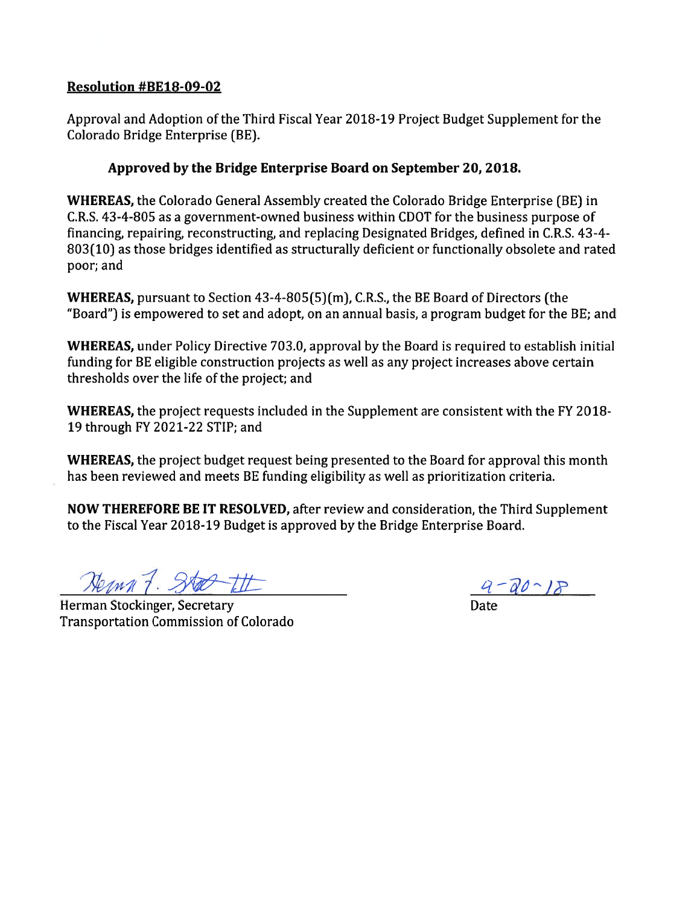**Resolution #BE18-09-02**

Approval and Adoption of the Third Fiscal Year 2018-19 Project Budget Supplement for the Colorado Bridge Enterprise (BE).

**Approved by the Bridge Enterprise Board on September 20, 2018.**

**WHEREAS,** the Colorado General Assembly created the Colorado Bridge Enterprise (BE) in C.R.S. 43-4-805 as a government-owned business within CDOT for the business purpose of financing, repairing, reconstructing, and replacing Designated Bridges, defined in C.R.S. 43-4-803(10) as those bridges identified as structurally deficient or functionally obsolete and rated poor; and

**WHEREAS,** pursuant to Section 43-4-805(5)(m), C.R.S., the BE Board of Directors (the "Board") is empowered to set and adopt, on an annual basis, a program budget for the BE; and

**WHEREAS,** under Policy Directive 703.0, approval by the Board is required to establish initial funding for BE eligible construction projects as well as any project increases above certain thresholds over the life of the project; and

**WHEREAS,** the project requests included in the Supplement are consistent with the FY 2018-19 through FY 2021-22 STIP; and

**WHEREAS,** the project budget request being presented to the Board for approval this month has been reviewed and meets BE funding eligibility as well as prioritization criteria.

**NOW THEREFORE BE IT RESOLVED,** after review and consideration, the Third Supplement to the Fiscal Year 2018-19 Budget is approved by the Bridge Enterprise Board.

Herman Stockinger, Secretary
Transportation Commission of Colorado

9-20-18
Date